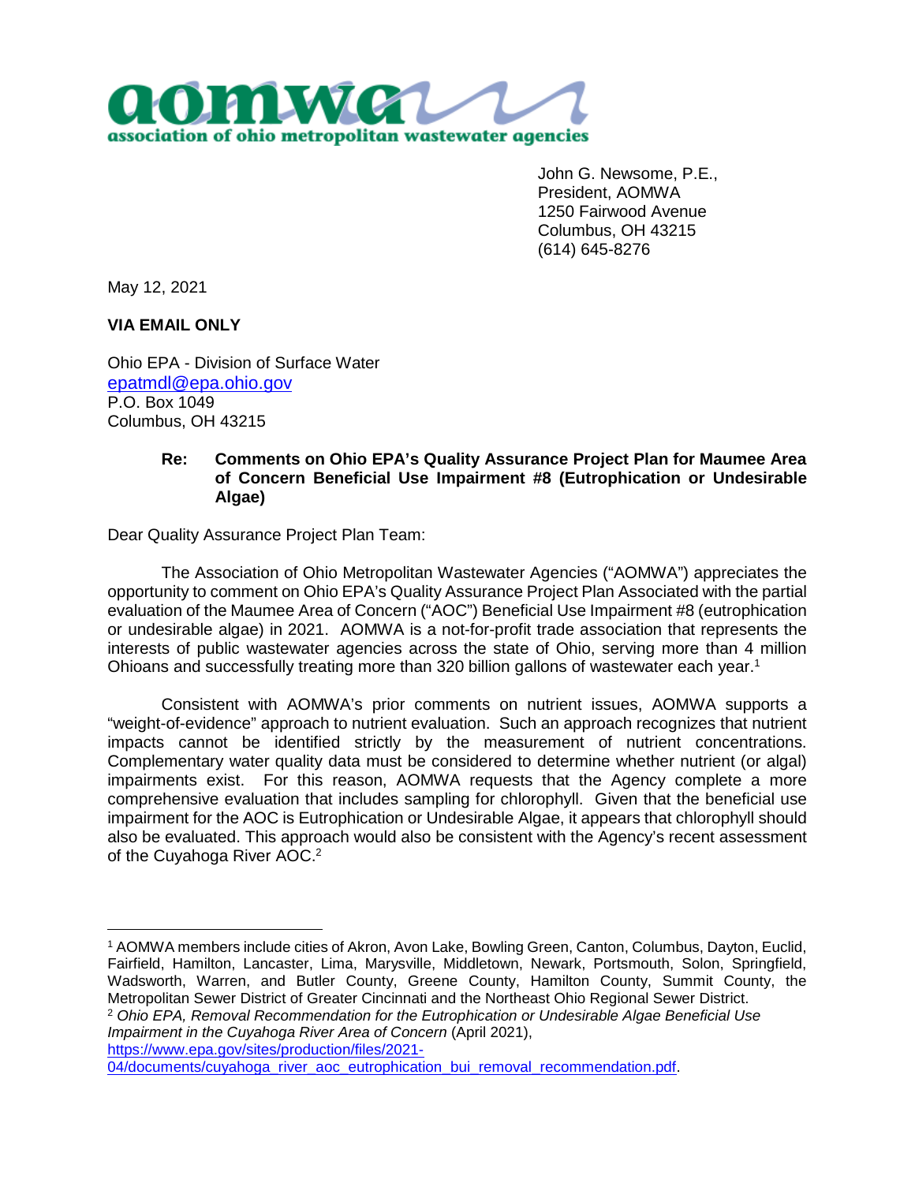**aomwa**
**association of ohio metropolitan wastewater agencies**

John G. Newsome, P.E.,
President, AOMWA
1250 Fairwood Avenue
Columbus, OH 43215
(614) 645-8276

May 12, 2021

**VIA EMAIL ONLY**

Ohio EPA - Division of Surface Water
epatmdl@epa.ohio.gov
P.O. Box 1049
Columbus, OH 43215

**Re: Comments on Ohio EPA's Quality Assurance Project Plan for Maumee Area of Concern Beneficial Use Impairment #8 (Eutrophication or Undesirable Algae)**

Dear Quality Assurance Project Plan Team:

The Association of Ohio Metropolitan Wastewater Agencies ("AOMWA") appreciates the opportunity to comment on Ohio EPA's Quality Assurance Project Plan Associated with the partial evaluation of the Maumee Area of Concern ("AOC") Beneficial Use Impairment #8 (eutrophication or undesirable algae) in 2021. AOMWA is a not-for-profit trade association that represents the interests of public wastewater agencies across the state of Ohio, serving more than 4 million Ohioans and successfully treating more than 320 billion gallons of wastewater each year.[1]

Consistent with AOMWA's prior comments on nutrient issues, AOMWA supports a "weight-of-evidence" approach to nutrient evaluation. Such an approach recognizes that nutrient impacts cannot be identified strictly by the measurement of nutrient concentrations. Complementary water quality data must be considered to determine whether nutrient (or algal) impairments exist. For this reason, AOMWA requests that the Agency complete a more comprehensive evaluation that includes sampling for chlorophyll. Given that the beneficial use impairment for the AOC is Eutrophication or Undesirable Algae, it appears that chlorophyll should also be evaluated. This approach would also be consistent with the Agency's recent assessment of the Cuyahoga River AOC.[2]

---

[1] AOMWA members include cities of Akron, Avon Lake, Bowling Green, Canton, Columbus, Dayton, Euclid, Fairfield, Hamilton, Lancaster, Lima, Marysville, Middletown, Newark, Portsmouth, Solon, Springfield, Wadsworth, Warren, and Butler County, Greene County, Hamilton County, Summit County, the Metropolitan Sewer District of Greater Cincinnati and the Northeast Ohio Regional Sewer District.

[2] *Ohio EPA, Removal Recommendation for the Eutrophication or Undesirable Algae Beneficial Use Impairment in the Cuyahoga River Area of Concern* (April 2021), https://www.epa.gov/sites/production/files/2021-04/documents/cuyahoga_river_aoc_eutrophication_bui_removal_recommendation.pdf.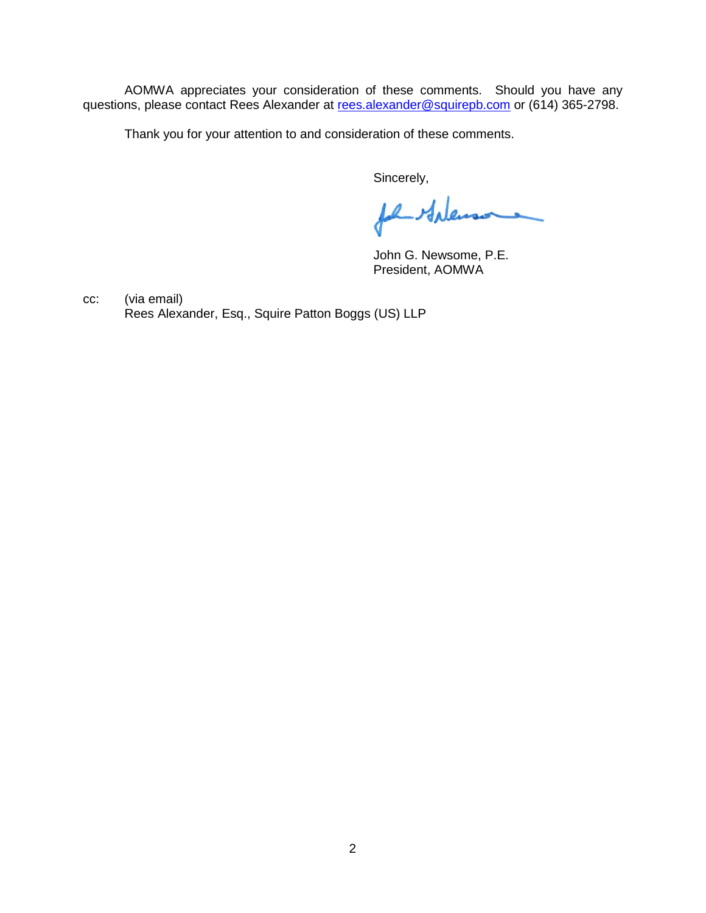AOMWA appreciates your consideration of these comments. Should you have any questions, please contact Rees Alexander at rees.alexander@squirepb.com or (614) 365-2798.

Thank you for your attention to and consideration of these comments.

Sincerely,

John G. Newsome, P.E.
President, AOMWA

cc: (via email)
Rees Alexander, Esq., Squire Patton Boggs (US) LLP